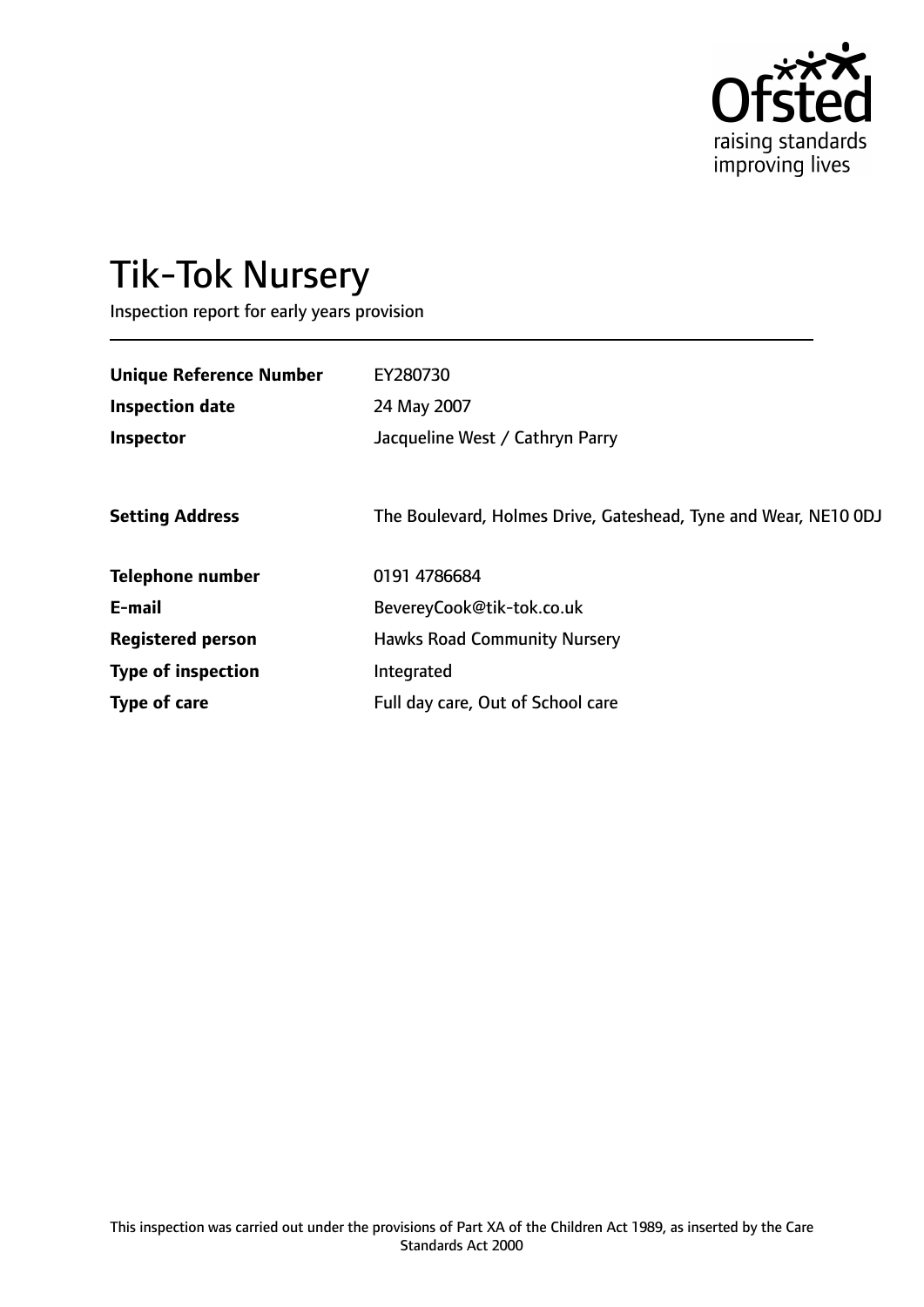# Tik-Tok Nursery

Inspection report for early years provision

| | |
|---|---|
| **Unique Reference Number** | EY280730 |
| **Inspection date** | 24 May 2007 |
| **Inspector** | Jacqueline West / Cathryn Parry |
| **Setting Address** | The Boulevard, Holmes Drive, Gateshead, Tyne and Wear, NE10 0DJ |
| **Telephone number** | 0191 4786684 |
| **E-mail** | BevereyCook@tik-tok.co.uk |
| **Registered person** | Hawks Road Community Nursery |
| **Type of inspection** | Integrated |
| **Type of care** | Full day care, Out of School care |

This inspection was carried out under the provisions of Part XA of the Children Act 1989, as inserted by the Care Standards Act 2000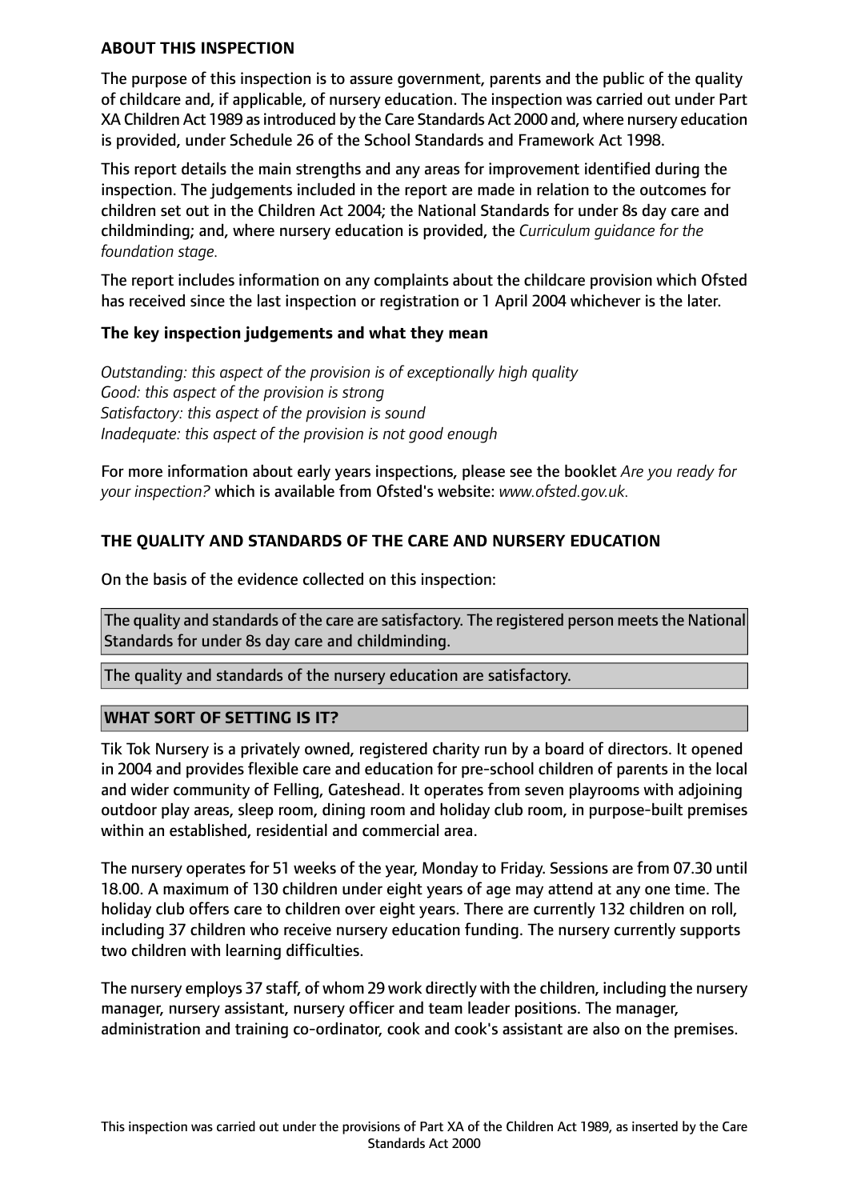## ABOUT THIS INSPECTION

The purpose of this inspection is to assure government, parents and the public of the quality of childcare and, if applicable, of nursery education. The inspection was carried out under Part XA Children Act 1989 as introduced by the Care Standards Act 2000 and, where nursery education is provided, under Schedule 26 of the School Standards and Framework Act 1998.

This report details the main strengths and any areas for improvement identified during the inspection. The judgements included in the report are made in relation to the outcomes for children set out in the Children Act 2004; the National Standards for under 8s day care and childminding; and, where nursery education is provided, the *Curriculum guidance for the foundation stage.*

The report includes information on any complaints about the childcare provision which Ofsted has received since the last inspection or registration or 1 April 2004 whichever is the later.

### The key inspection judgements and what they mean

*Outstanding: this aspect of the provision is of exceptionally high quality*
*Good: this aspect of the provision is strong*
*Satisfactory: this aspect of the provision is sound*
*Inadequate: this aspect of the provision is not good enough*

For more information about early years inspections, please see the booklet *Are you ready for your inspection?* which is available from Ofsted's website: *www.ofsted.gov.uk.*

## THE QUALITY AND STANDARDS OF THE CARE AND NURSERY EDUCATION

On the basis of the evidence collected on this inspection:

The quality and standards of the care are satisfactory. The registered person meets the National Standards for under 8s day care and childminding.

The quality and standards of the nursery education are satisfactory.

## WHAT SORT OF SETTING IS IT?

Tik Tok Nursery is a privately owned, registered charity run by a board of directors. It opened in 2004 and provides flexible care and education for pre-school children of parents in the local and wider community of Felling, Gateshead. It operates from seven playrooms with adjoining outdoor play areas, sleep room, dining room and holiday club room, in purpose-built premises within an established, residential and commercial area.

The nursery operates for 51 weeks of the year, Monday to Friday. Sessions are from 07.30 until 18.00. A maximum of 130 children under eight years of age may attend at any one time. The holiday club offers care to children over eight years. There are currently 132 children on roll, including 37 children who receive nursery education funding. The nursery currently supports two children with learning difficulties.

The nursery employs 37 staff, of whom 29 work directly with the children, including the nursery manager, nursery assistant, nursery officer and team leader positions. The manager, administration and training co-ordinator, cook and cook's assistant are also on the premises.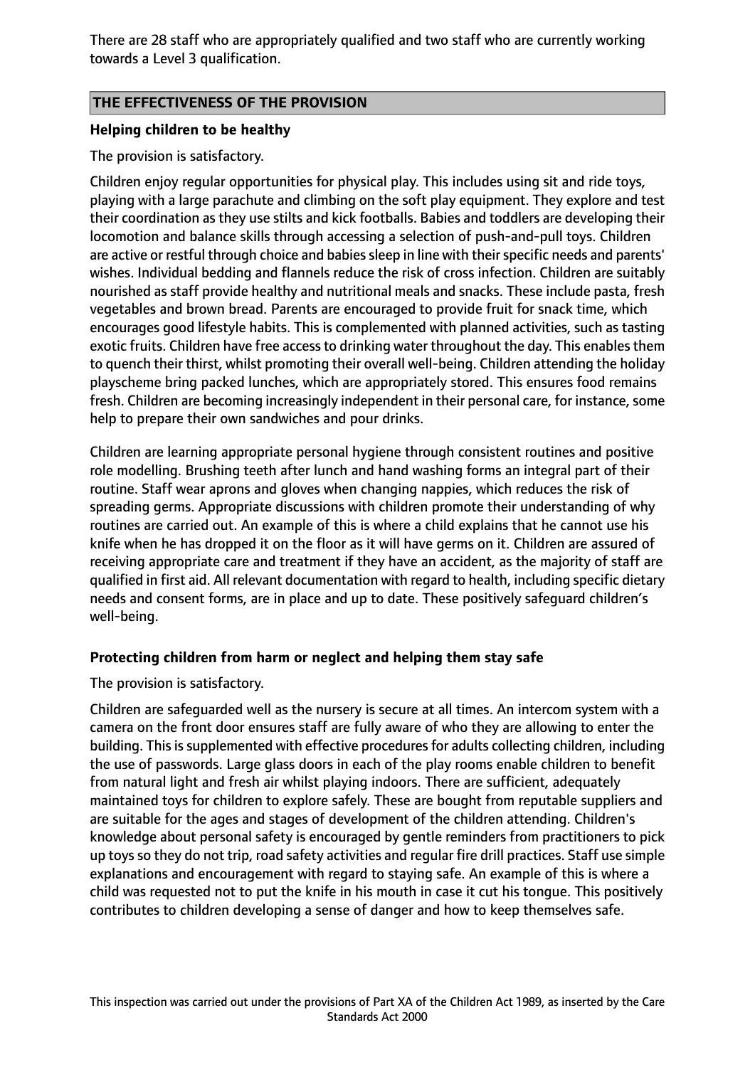There are 28 staff who are appropriately qualified and two staff who are currently working towards a Level 3 qualification.

## THE EFFECTIVENESS OF THE PROVISION

### Helping children to be healthy

The provision is satisfactory.

Children enjoy regular opportunities for physical play. This includes using sit and ride toys, playing with a large parachute and climbing on the soft play equipment. They explore and test their coordination as they use stilts and kick footballs. Babies and toddlers are developing their locomotion and balance skills through accessing a selection of push-and-pull toys. Children are active or restful through choice and babies sleep in line with their specific needs and parents' wishes. Individual bedding and flannels reduce the risk of cross infection. Children are suitably nourished as staff provide healthy and nutritional meals and snacks. These include pasta, fresh vegetables and brown bread. Parents are encouraged to provide fruit for snack time, which encourages good lifestyle habits. This is complemented with planned activities, such as tasting exotic fruits. Children have free access to drinking water throughout the day. This enables them to quench their thirst, whilst promoting their overall well-being. Children attending the holiday playscheme bring packed lunches, which are appropriately stored. This ensures food remains fresh. Children are becoming increasingly independent in their personal care, for instance, some help to prepare their own sandwiches and pour drinks.

Children are learning appropriate personal hygiene through consistent routines and positive role modelling. Brushing teeth after lunch and hand washing forms an integral part of their routine. Staff wear aprons and gloves when changing nappies, which reduces the risk of spreading germs. Appropriate discussions with children promote their understanding of why routines are carried out. An example of this is where a child explains that he cannot use his knife when he has dropped it on the floor as it will have germs on it. Children are assured of receiving appropriate care and treatment if they have an accident, as the majority of staff are qualified in first aid. All relevant documentation with regard to health, including specific dietary needs and consent forms, are in place and up to date. These positively safeguard children's well-being.

### Protecting children from harm or neglect and helping them stay safe

The provision is satisfactory.

Children are safeguarded well as the nursery is secure at all times. An intercom system with a camera on the front door ensures staff are fully aware of who they are allowing to enter the building. This is supplemented with effective procedures for adults collecting children, including the use of passwords. Large glass doors in each of the play rooms enable children to benefit from natural light and fresh air whilst playing indoors. There are sufficient, adequately maintained toys for children to explore safely. These are bought from reputable suppliers and are suitable for the ages and stages of development of the children attending. Children's knowledge about personal safety is encouraged by gentle reminders from practitioners to pick up toys so they do not trip, road safety activities and regular fire drill practices. Staff use simple explanations and encouragement with regard to staying safe. An example of this is where a child was requested not to put the knife in his mouth in case it cut his tongue. This positively contributes to children developing a sense of danger and how to keep themselves safe.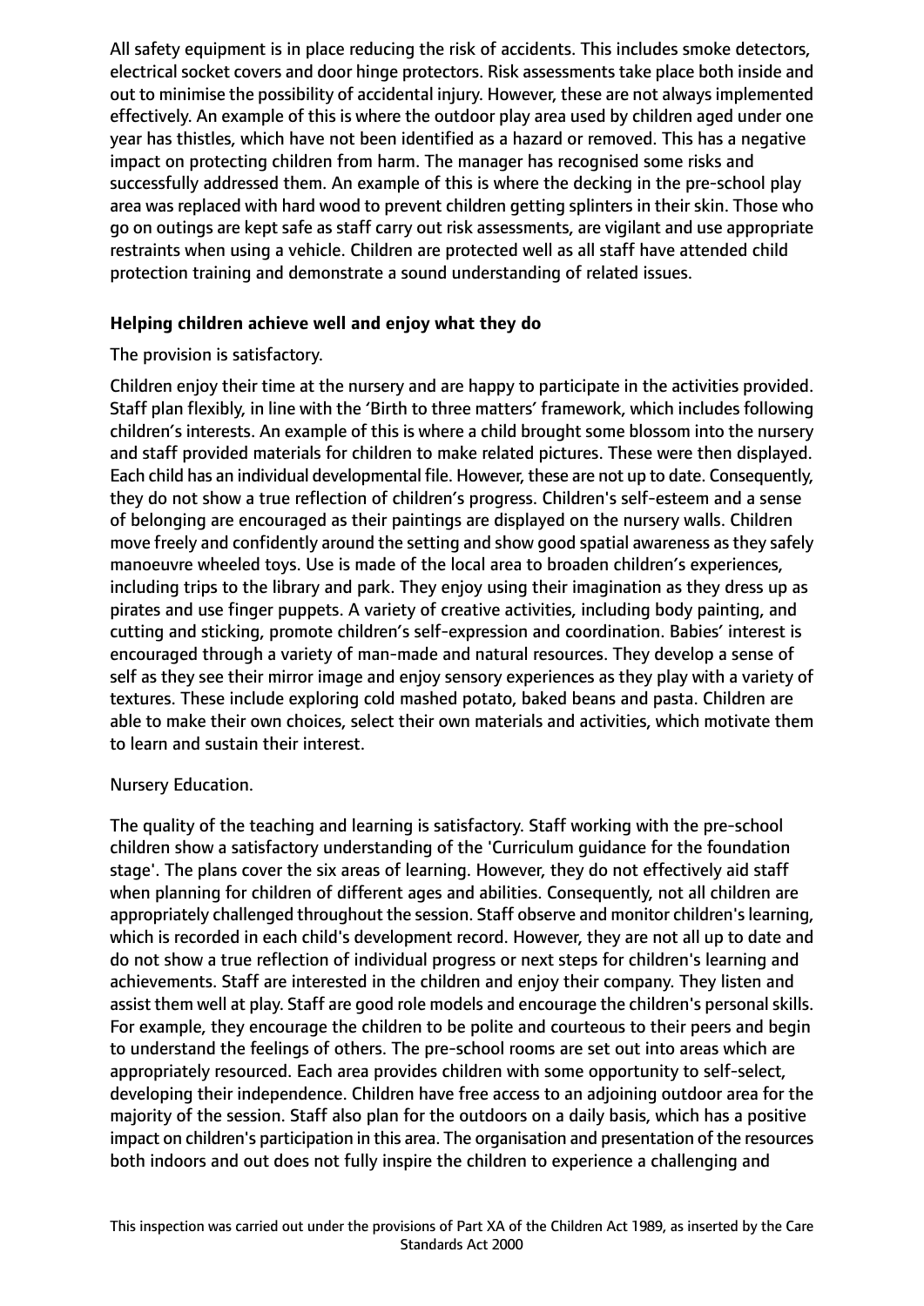All safety equipment is in place reducing the risk of accidents. This includes smoke detectors, electrical socket covers and door hinge protectors. Risk assessments take place both inside and out to minimise the possibility of accidental injury. However, these are not always implemented effectively. An example of this is where the outdoor play area used by children aged under one year has thistles, which have not been identified as a hazard or removed. This has a negative impact on protecting children from harm. The manager has recognised some risks and successfully addressed them. An example of this is where the decking in the pre-school play area was replaced with hard wood to prevent children getting splinters in their skin. Those who go on outings are kept safe as staff carry out risk assessments, are vigilant and use appropriate restraints when using a vehicle. Children are protected well as all staff have attended child protection training and demonstrate a sound understanding of related issues.

**Helping children achieve well and enjoy what they do**

The provision is satisfactory.

Children enjoy their time at the nursery and are happy to participate in the activities provided. Staff plan flexibly, in line with the 'Birth to three matters' framework, which includes following children's interests. An example of this is where a child brought some blossom into the nursery and staff provided materials for children to make related pictures. These were then displayed. Each child has an individual developmental file. However, these are not up to date. Consequently, they do not show a true reflection of children's progress. Children's self-esteem and a sense of belonging are encouraged as their paintings are displayed on the nursery walls. Children move freely and confidently around the setting and show good spatial awareness as they safely manoeuvre wheeled toys. Use is made of the local area to broaden children's experiences, including trips to the library and park. They enjoy using their imagination as they dress up as pirates and use finger puppets. A variety of creative activities, including body painting, and cutting and sticking, promote children's self-expression and coordination. Babies' interest is encouraged through a variety of man-made and natural resources. They develop a sense of self as they see their mirror image and enjoy sensory experiences as they play with a variety of textures. These include exploring cold mashed potato, baked beans and pasta. Children are able to make their own choices, select their own materials and activities, which motivate them to learn and sustain their interest.

Nursery Education.

The quality of the teaching and learning is satisfactory. Staff working with the pre-school children show a satisfactory understanding of the 'Curriculum guidance for the foundation stage'. The plans cover the six areas of learning. However, they do not effectively aid staff when planning for children of different ages and abilities. Consequently, not all children are appropriately challenged throughout the session. Staff observe and monitor children's learning, which is recorded in each child's development record. However, they are not all up to date and do not show a true reflection of individual progress or next steps for children's learning and achievements. Staff are interested in the children and enjoy their company. They listen and assist them well at play. Staff are good role models and encourage the children's personal skills. For example, they encourage the children to be polite and courteous to their peers and begin to understand the feelings of others. The pre-school rooms are set out into areas which are appropriately resourced. Each area provides children with some opportunity to self-select, developing their independence. Children have free access to an adjoining outdoor area for the majority of the session. Staff also plan for the outdoors on a daily basis, which has a positive impact on children's participation in this area. The organisation and presentation of the resources both indoors and out does not fully inspire the children to experience a challenging and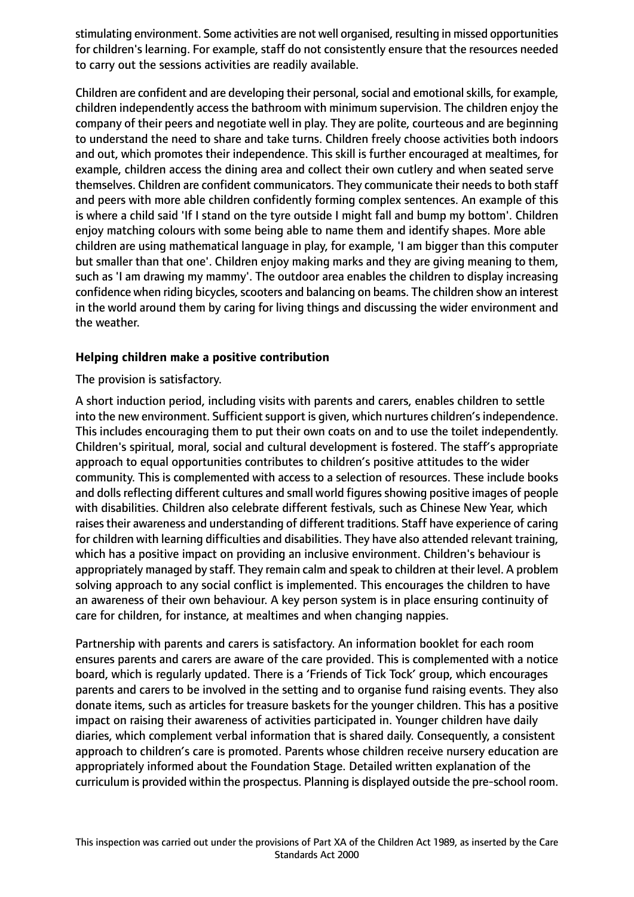stimulating environment. Some activities are not well organised, resulting in missed opportunities for children's learning. For example, staff do not consistently ensure that the resources needed to carry out the sessions activities are readily available.

Children are confident and are developing their personal, social and emotional skills, for example, children independently access the bathroom with minimum supervision. The children enjoy the company of their peers and negotiate well in play. They are polite, courteous and are beginning to understand the need to share and take turns. Children freely choose activities both indoors and out, which promotes their independence. This skill is further encouraged at mealtimes, for example, children access the dining area and collect their own cutlery and when seated serve themselves. Children are confident communicators. They communicate their needs to both staff and peers with more able children confidently forming complex sentences. An example of this is where a child said 'If I stand on the tyre outside I might fall and bump my bottom'. Children enjoy matching colours with some being able to name them and identify shapes. More able children are using mathematical language in play, for example, 'I am bigger than this computer but smaller than that one'. Children enjoy making marks and they are giving meaning to them, such as 'I am drawing my mammy'. The outdoor area enables the children to display increasing confidence when riding bicycles, scooters and balancing on beams. The children show an interest in the world around them by caring for living things and discussing the wider environment and the weather.

### Helping children make a positive contribution

The provision is satisfactory.

A short induction period, including visits with parents and carers, enables children to settle into the new environment. Sufficient support is given, which nurtures children's independence. This includes encouraging them to put their own coats on and to use the toilet independently. Children's spiritual, moral, social and cultural development is fostered. The staff's appropriate approach to equal opportunities contributes to children's positive attitudes to the wider community. This is complemented with access to a selection of resources. These include books and dolls reflecting different cultures and small world figures showing positive images of people with disabilities. Children also celebrate different festivals, such as Chinese New Year, which raises their awareness and understanding of different traditions. Staff have experience of caring for children with learning difficulties and disabilities. They have also attended relevant training, which has a positive impact on providing an inclusive environment. Children's behaviour is appropriately managed by staff. They remain calm and speak to children at their level. A problem solving approach to any social conflict is implemented. This encourages the children to have an awareness of their own behaviour. A key person system is in place ensuring continuity of care for children, for instance, at mealtimes and when changing nappies.

Partnership with parents and carers is satisfactory. An information booklet for each room ensures parents and carers are aware of the care provided. This is complemented with a notice board, which is regularly updated. There is a 'Friends of Tick Tock' group, which encourages parents and carers to be involved in the setting and to organise fund raising events. They also donate items, such as articles for treasure baskets for the younger children. This has a positive impact on raising their awareness of activities participated in. Younger children have daily diaries, which complement verbal information that is shared daily. Consequently, a consistent approach to children's care is promoted. Parents whose children receive nursery education are appropriately informed about the Foundation Stage. Detailed written explanation of the curriculum is provided within the prospectus. Planning is displayed outside the pre-school room.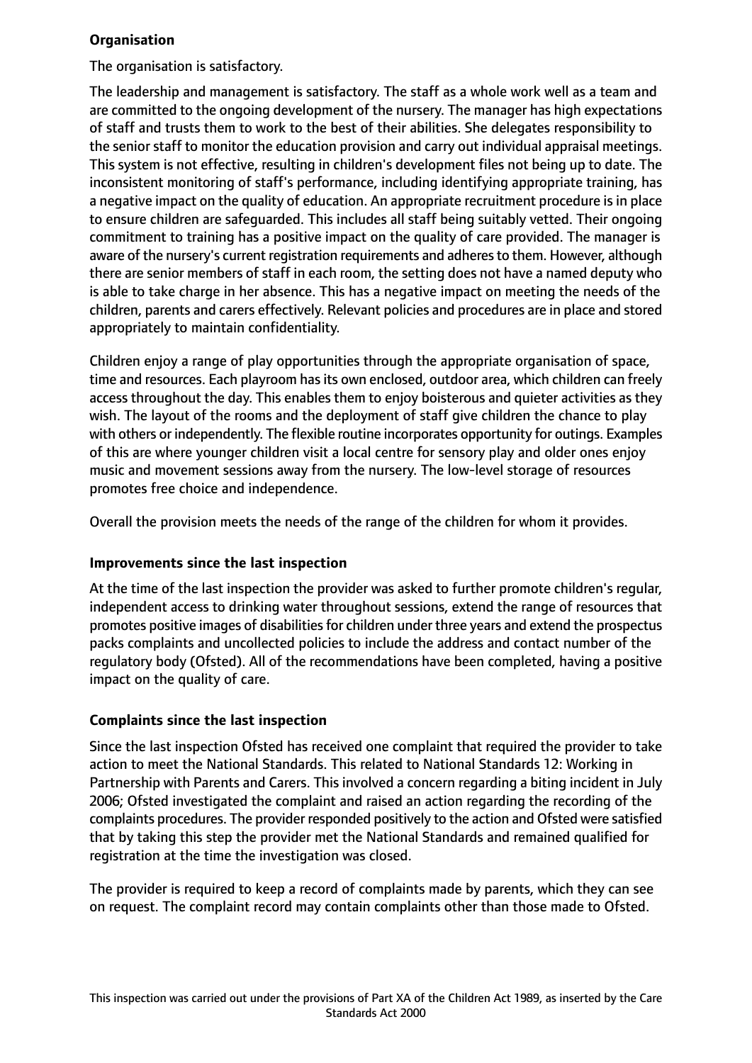**Organisation**

The organisation is satisfactory.

The leadership and management is satisfactory. The staff as a whole work well as a team and are committed to the ongoing development of the nursery. The manager has high expectations of staff and trusts them to work to the best of their abilities. She delegates responsibility to the senior staff to monitor the education provision and carry out individual appraisal meetings. This system is not effective, resulting in children's development files not being up to date. The inconsistent monitoring of staff's performance, including identifying appropriate training, has a negative impact on the quality of education. An appropriate recruitment procedure is in place to ensure children are safeguarded. This includes all staff being suitably vetted. Their ongoing commitment to training has a positive impact on the quality of care provided. The manager is aware of the nursery's current registration requirements and adheres to them. However, although there are senior members of staff in each room, the setting does not have a named deputy who is able to take charge in her absence. This has a negative impact on meeting the needs of the children, parents and carers effectively. Relevant policies and procedures are in place and stored appropriately to maintain confidentiality.

Children enjoy a range of play opportunities through the appropriate organisation of space, time and resources. Each playroom has its own enclosed, outdoor area, which children can freely access throughout the day. This enables them to enjoy boisterous and quieter activities as they wish. The layout of the rooms and the deployment of staff give children the chance to play with others or independently. The flexible routine incorporates opportunity for outings. Examples of this are where younger children visit a local centre for sensory play and older ones enjoy music and movement sessions away from the nursery. The low-level storage of resources promotes free choice and independence.

Overall the provision meets the needs of the range of the children for whom it provides.

**Improvements since the last inspection**

At the time of the last inspection the provider was asked to further promote children's regular, independent access to drinking water throughout sessions, extend the range of resources that promotes positive images of disabilities for children under three years and extend the prospectus packs complaints and uncollected policies to include the address and contact number of the regulatory body (Ofsted). All of the recommendations have been completed, having a positive impact on the quality of care.

**Complaints since the last inspection**

Since the last inspection Ofsted has received one complaint that required the provider to take action to meet the National Standards. This related to National Standards 12: Working in Partnership with Parents and Carers. This involved a concern regarding a biting incident in July 2006; Ofsted investigated the complaint and raised an action regarding the recording of the complaints procedures. The provider responded positively to the action and Ofsted were satisfied that by taking this step the provider met the National Standards and remained qualified for registration at the time the investigation was closed.

The provider is required to keep a record of complaints made by parents, which they can see on request. The complaint record may contain complaints other than those made to Ofsted.

This inspection was carried out under the provisions of Part XA of the Children Act 1989, as inserted by the Care Standards Act 2000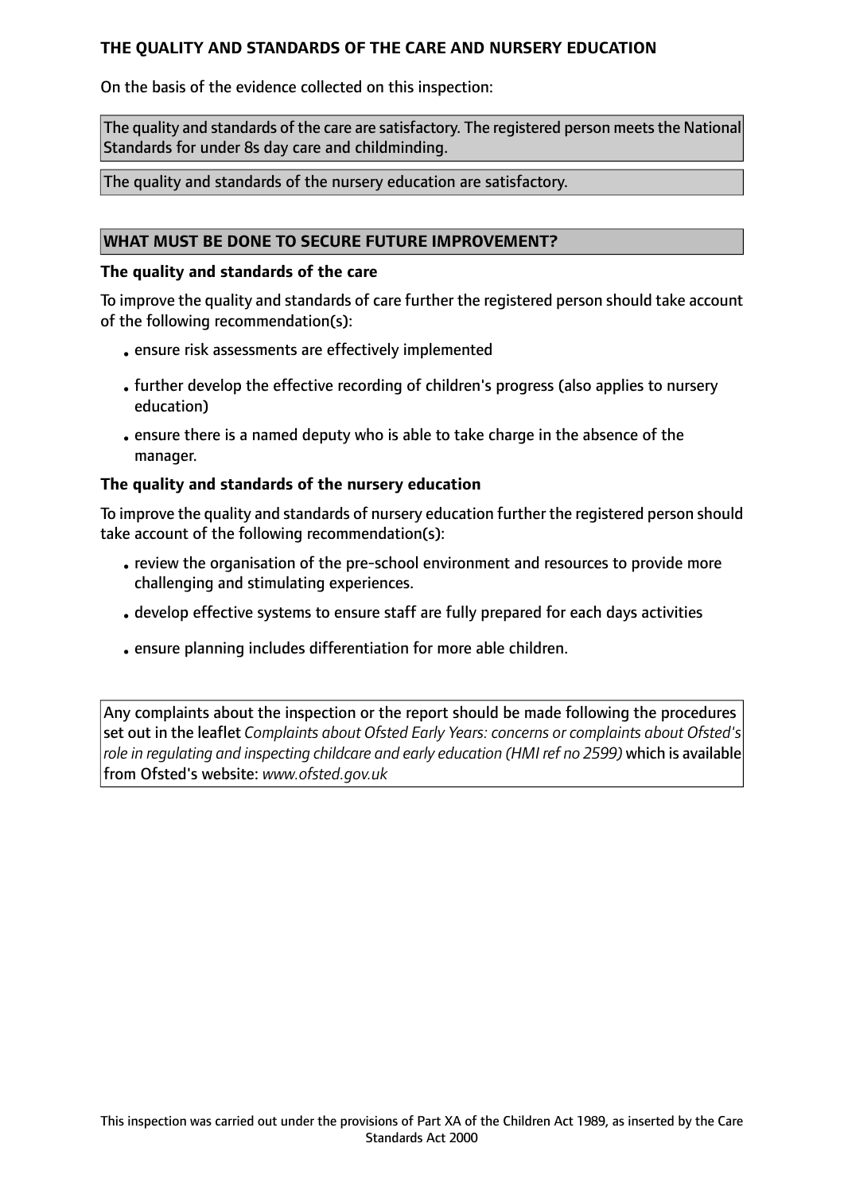## THE QUALITY AND STANDARDS OF THE CARE AND NURSERY EDUCATION

On the basis of the evidence collected on this inspection:

The quality and standards of the care are satisfactory. The registered person meets the National Standards for under 8s day care and childminding.

The quality and standards of the nursery education are satisfactory.

## WHAT MUST BE DONE TO SECURE FUTURE IMPROVEMENT?

### The quality and standards of the care

To improve the quality and standards of care further the registered person should take account of the following recommendation(s):

- ensure risk assessments are effectively implemented
- further develop the effective recording of children's progress (also applies to nursery education)
- ensure there is a named deputy who is able to take charge in the absence of the manager.

### The quality and standards of the nursery education

To improve the quality and standards of nursery education further the registered person should take account of the following recommendation(s):

- review the organisation of the pre-school environment and resources to provide more challenging and stimulating experiences.
- develop effective systems to ensure staff are fully prepared for each days activities
- ensure planning includes differentiation for more able children.

Any complaints about the inspection or the report should be made following the procedures set out in the leaflet *Complaints about Ofsted Early Years: concerns or complaints about Ofsted's role in regulating and inspecting childcare and early education (HMI ref no 2599)* which is available from Ofsted's website: *www.ofsted.gov.uk*

This inspection was carried out under the provisions of Part XA of the Children Act 1989, as inserted by the Care Standards Act 2000